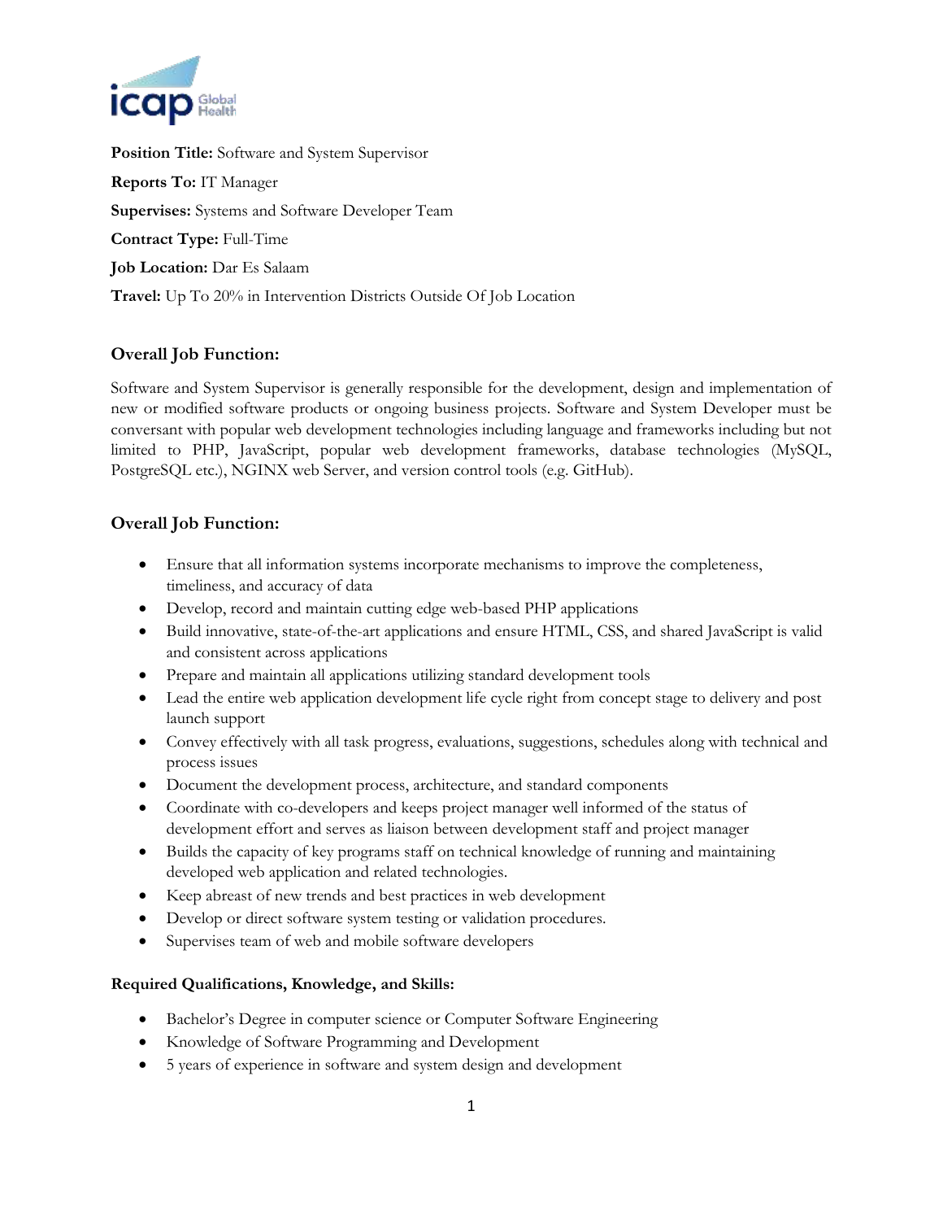**Position Title:** Software and System Supervisor

**Reports To:** IT Manager

**Supervises:** Systems and Software Developer Team

**Contract Type:** Full-Time

**Job Location:** Dar Es Salaam

**Travel:** Up To 20% in Intervention Districts Outside Of Job Location

## Overall Job Function:

Software and System Supervisor is generally responsible for the development, design and implementation of new or modified software products or ongoing business projects. Software and System Developer must be conversant with popular web development technologies including language and frameworks including but not limited to PHP, JavaScript, popular web development frameworks, database technologies (MySQL, PostgreSQL etc.), NGINX web Server, and version control tools (e.g. GitHub).

## Overall Job Function:

- Ensure that all information systems incorporate mechanisms to improve the completeness, timeliness, and accuracy of data
- Develop, record and maintain cutting edge web-based PHP applications
- Build innovative, state-of-the-art applications and ensure HTML, CSS, and shared JavaScript is valid and consistent across applications
- Prepare and maintain all applications utilizing standard development tools
- Lead the entire web application development life cycle right from concept stage to delivery and post launch support
- Convey effectively with all task progress, evaluations, suggestions, schedules along with technical and process issues
- Document the development process, architecture, and standard components
- Coordinate with co-developers and keeps project manager well informed of the status of development effort and serves as liaison between development staff and project manager
- Builds the capacity of key programs staff on technical knowledge of running and maintaining developed web application and related technologies.
- Keep abreast of new trends and best practices in web development
- Develop or direct software system testing or validation procedures.
- Supervises team of web and mobile software developers

### Required Qualifications, Knowledge, and Skills:

- Bachelor's Degree in computer science or Computer Software Engineering
- Knowledge of Software Programming and Development
- 5 years of experience in software and system design and development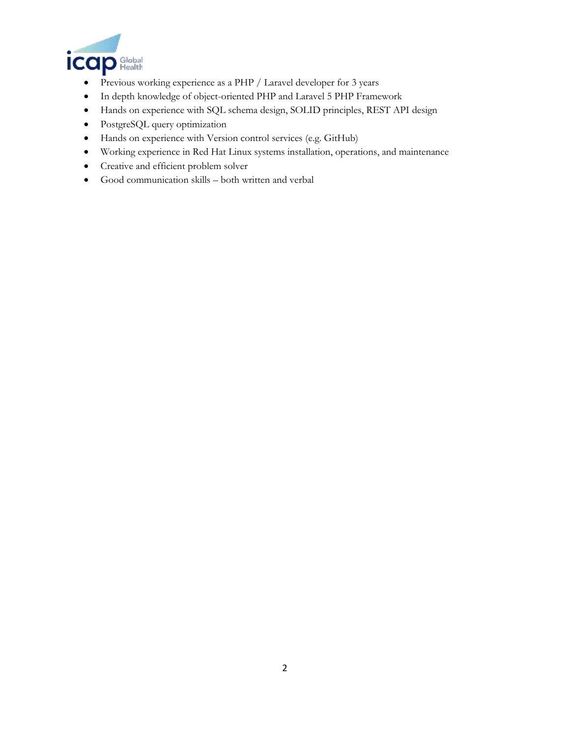- Previous working experience as a PHP / Laravel developer for 3 years
- In depth knowledge of object-oriented PHP and Laravel 5 PHP Framework
- Hands on experience with SQL schema design, SOLID principles, REST API design
- PostgreSQL query optimization
- Hands on experience with Version control services (e.g. GitHub)
- Working experience in Red Hat Linux systems installation, operations, and maintenance
- Creative and efficient problem solver
- Good communication skills – both written and verbal